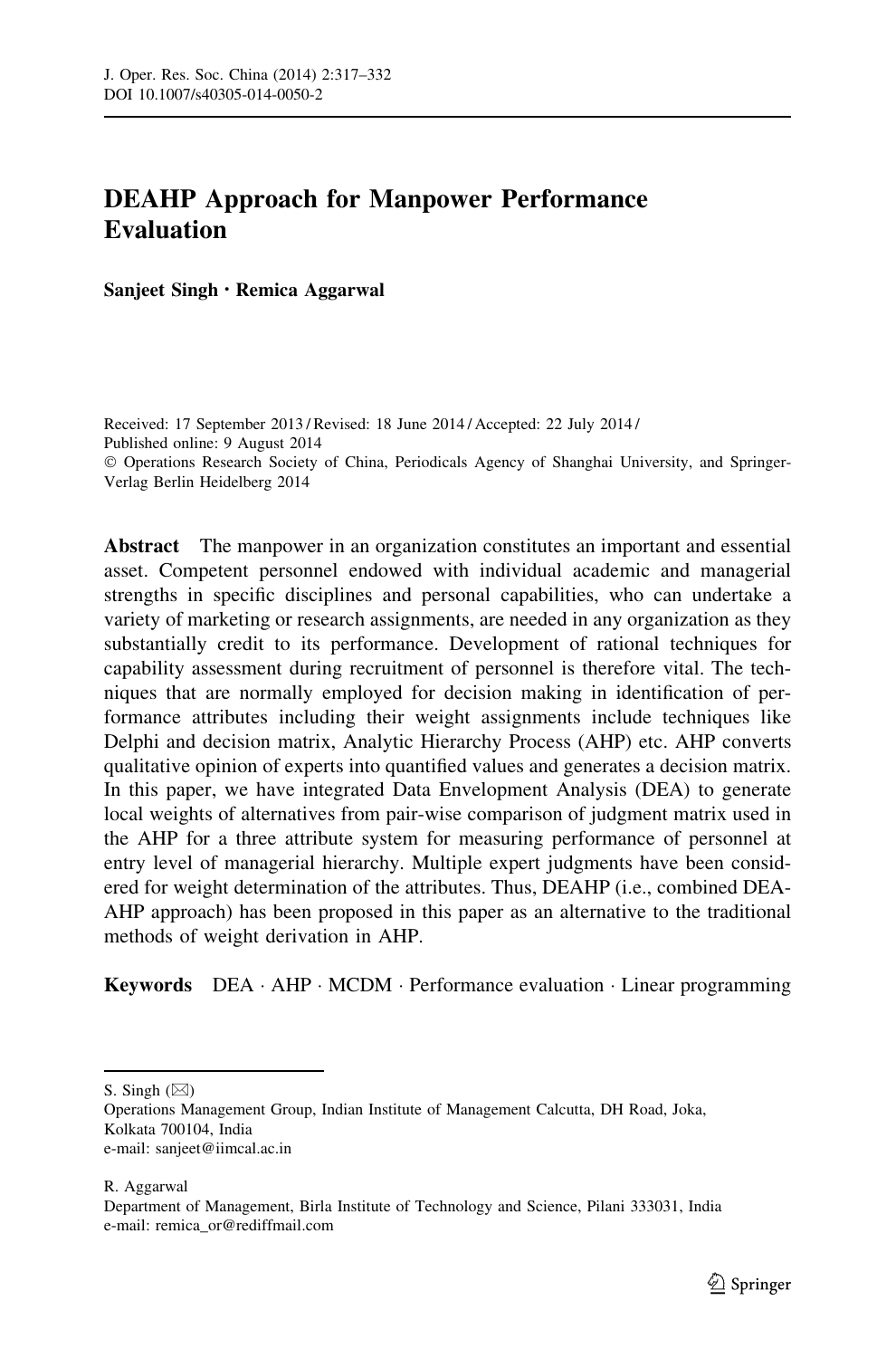# DEAHP Approach for Manpower Performance Evaluation

**Sanjeet Singh · Remica Aggarwal**

Received: 17 September 2013 / Revised: 18 June 2014 / Accepted: 22 July 2014 /
Published online: 9 August 2014
© Operations Research Society of China, Periodicals Agency of Shanghai University, and Springer-Verlag Berlin Heidelberg 2014

**Abstract** The manpower in an organization constitutes an important and essential asset. Competent personnel endowed with individual academic and managerial strengths in specific disciplines and personal capabilities, who can undertake a variety of marketing or research assignments, are needed in any organization as they substantially credit to its performance. Development of rational techniques for capability assessment during recruitment of personnel is therefore vital. The techniques that are normally employed for decision making in identification of performance attributes including their weight assignments include techniques like Delphi and decision matrix, Analytic Hierarchy Process (AHP) etc. AHP converts qualitative opinion of experts into quantified values and generates a decision matrix. In this paper, we have integrated Data Envelopment Analysis (DEA) to generate local weights of alternatives from pair-wise comparison of judgment matrix used in the AHP for a three attribute system for measuring performance of personnel at entry level of managerial hierarchy. Multiple expert judgments have been considered for weight determination of the attributes. Thus, DEAHP (i.e., combined DEA-AHP approach) has been proposed in this paper as an alternative to the traditional methods of weight derivation in AHP.

**Keywords** DEA · AHP · MCDM · Performance evaluation · Linear programming

---

S. Singh (✉)
Operations Management Group, Indian Institute of Management Calcutta, DH Road, Joka, Kolkata 700104, India
e-mail: sanjeet@iimcal.ac.in

R. Aggarwal
Department of Management, Birla Institute of Technology and Science, Pilani 333031, India
e-mail: remica_or@rediffmail.com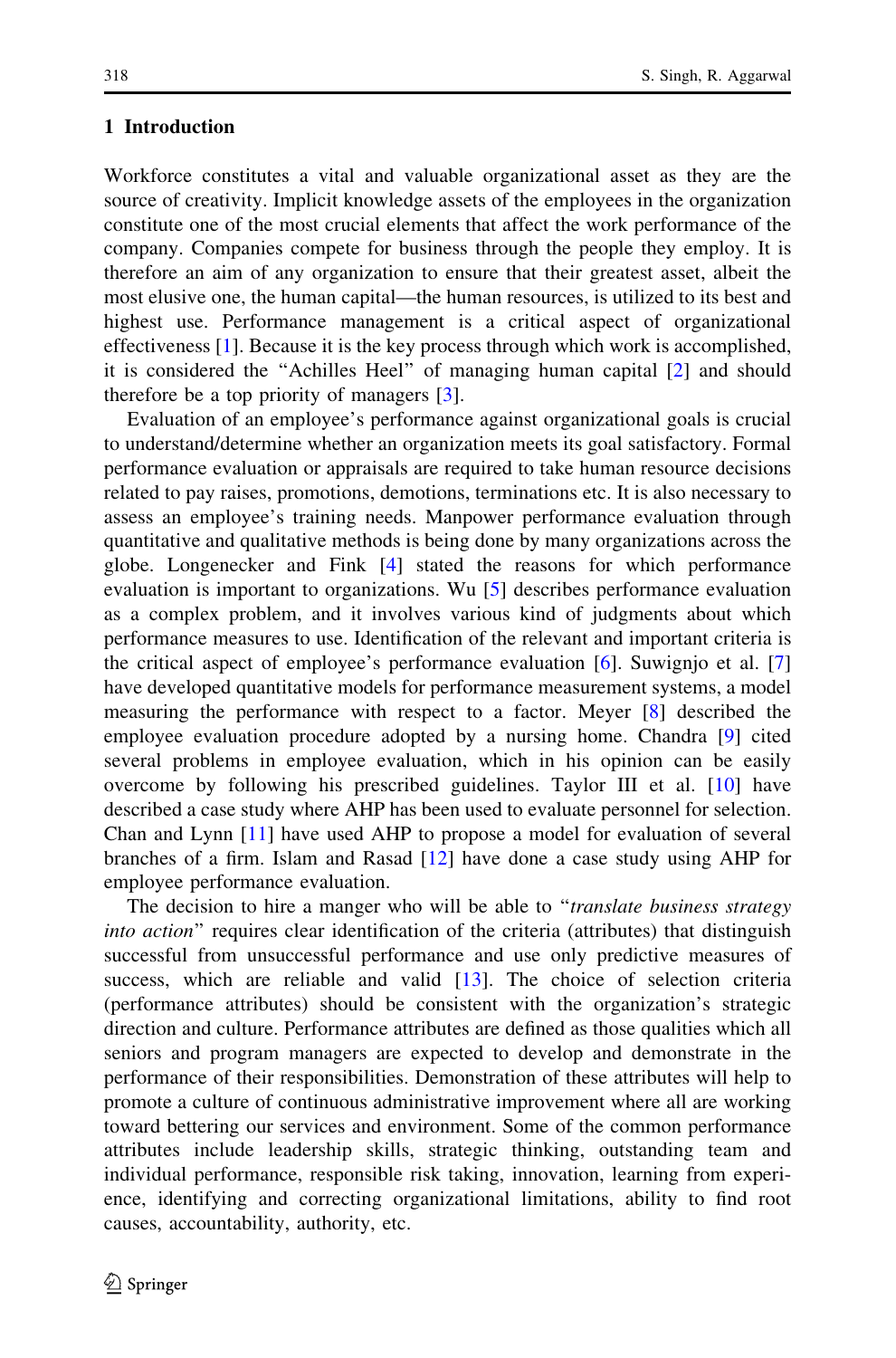## 1 Introduction

Workforce constitutes a vital and valuable organizational asset as they are the source of creativity. Implicit knowledge assets of the employees in the organization constitute one of the most crucial elements that affect the work performance of the company. Companies compete for business through the people they employ. It is therefore an aim of any organization to ensure that their greatest asset, albeit the most elusive one, the human capital—the human resources, is utilized to its best and highest use. Performance management is a critical aspect of organizational effectiveness [1]. Because it is the key process through which work is accomplished, it is considered the "Achilles Heel" of managing human capital [2] and should therefore be a top priority of managers [3].

Evaluation of an employee's performance against organizational goals is crucial to understand/determine whether an organization meets its goal satisfactory. Formal performance evaluation or appraisals are required to take human resource decisions related to pay raises, promotions, demotions, terminations etc. It is also necessary to assess an employee's training needs. Manpower performance evaluation through quantitative and qualitative methods is being done by many organizations across the globe. Longenecker and Fink [4] stated the reasons for which performance evaluation is important to organizations. Wu [5] describes performance evaluation as a complex problem, and it involves various kind of judgments about which performance measures to use. Identification of the relevant and important criteria is the critical aspect of employee's performance evaluation [6]. Suwignjo et al. [7] have developed quantitative models for performance measurement systems, a model measuring the performance with respect to a factor. Meyer [8] described the employee evaluation procedure adopted by a nursing home. Chandra [9] cited several problems in employee evaluation, which in his opinion can be easily overcome by following his prescribed guidelines. Taylor III et al. [10] have described a case study where AHP has been used to evaluate personnel for selection. Chan and Lynn [11] have used AHP to propose a model for evaluation of several branches of a firm. Islam and Rasad [12] have done a case study using AHP for employee performance evaluation.

The decision to hire a manger who will be able to "*translate business strategy into action*" requires clear identification of the criteria (attributes) that distinguish successful from unsuccessful performance and use only predictive measures of success, which are reliable and valid [13]. The choice of selection criteria (performance attributes) should be consistent with the organization's strategic direction and culture. Performance attributes are defined as those qualities which all seniors and program managers are expected to develop and demonstrate in the performance of their responsibilities. Demonstration of these attributes will help to promote a culture of continuous administrative improvement where all are working toward bettering our services and environment. Some of the common performance attributes include leadership skills, strategic thinking, outstanding team and individual performance, responsible risk taking, innovation, learning from experience, identifying and correcting organizational limitations, ability to find root causes, accountability, authority, etc.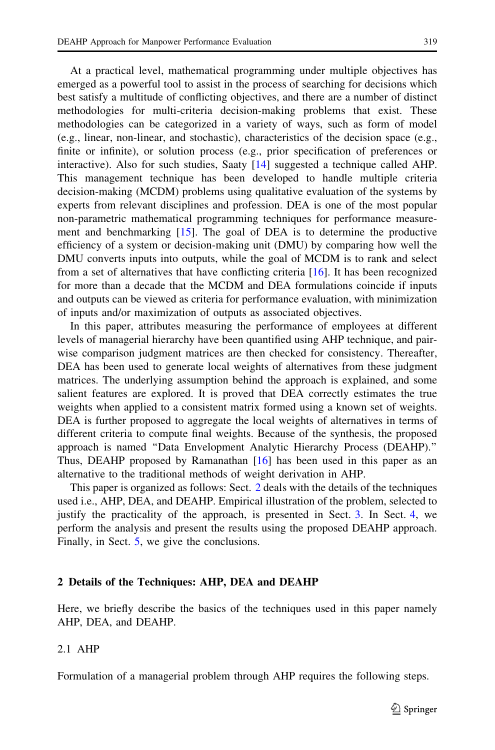At a practical level, mathematical programming under multiple objectives has emerged as a powerful tool to assist in the process of searching for decisions which best satisfy a multitude of conflicting objectives, and there are a number of distinct methodologies for multi-criteria decision-making problems that exist. These methodologies can be categorized in a variety of ways, such as form of model (e.g., linear, non-linear, and stochastic), characteristics of the decision space (e.g., finite or infinite), or solution process (e.g., prior specification of preferences or interactive). Also for such studies, Saaty [14] suggested a technique called AHP. This management technique has been developed to handle multiple criteria decision-making (MCDM) problems using qualitative evaluation of the systems by experts from relevant disciplines and profession. DEA is one of the most popular non-parametric mathematical programming techniques for performance measurement and benchmarking [15]. The goal of DEA is to determine the productive efficiency of a system or decision-making unit (DMU) by comparing how well the DMU converts inputs into outputs, while the goal of MCDM is to rank and select from a set of alternatives that have conflicting criteria [16]. It has been recognized for more than a decade that the MCDM and DEA formulations coincide if inputs and outputs can be viewed as criteria for performance evaluation, with minimization of inputs and/or maximization of outputs as associated objectives.

In this paper, attributes measuring the performance of employees at different levels of managerial hierarchy have been quantified using AHP technique, and pair-wise comparison judgment matrices are then checked for consistency. Thereafter, DEA has been used to generate local weights of alternatives from these judgment matrices. The underlying assumption behind the approach is explained, and some salient features are explored. It is proved that DEA correctly estimates the true weights when applied to a consistent matrix formed using a known set of weights. DEA is further proposed to aggregate the local weights of alternatives in terms of different criteria to compute final weights. Because of the synthesis, the proposed approach is named "Data Envelopment Analytic Hierarchy Process (DEAHP)." Thus, DEAHP proposed by Ramanathan [16] has been used in this paper as an alternative to the traditional methods of weight derivation in AHP.

This paper is organized as follows: Sect. 2 deals with the details of the techniques used i.e., AHP, DEA, and DEAHP. Empirical illustration of the problem, selected to justify the practicality of the approach, is presented in Sect. 3. In Sect. 4, we perform the analysis and present the results using the proposed DEAHP approach. Finally, in Sect. 5, we give the conclusions.

## 2 Details of the Techniques: AHP, DEA and DEAHP

Here, we briefly describe the basics of the techniques used in this paper namely AHP, DEA, and DEAHP.

### 2.1 AHP

Formulation of a managerial problem through AHP requires the following steps.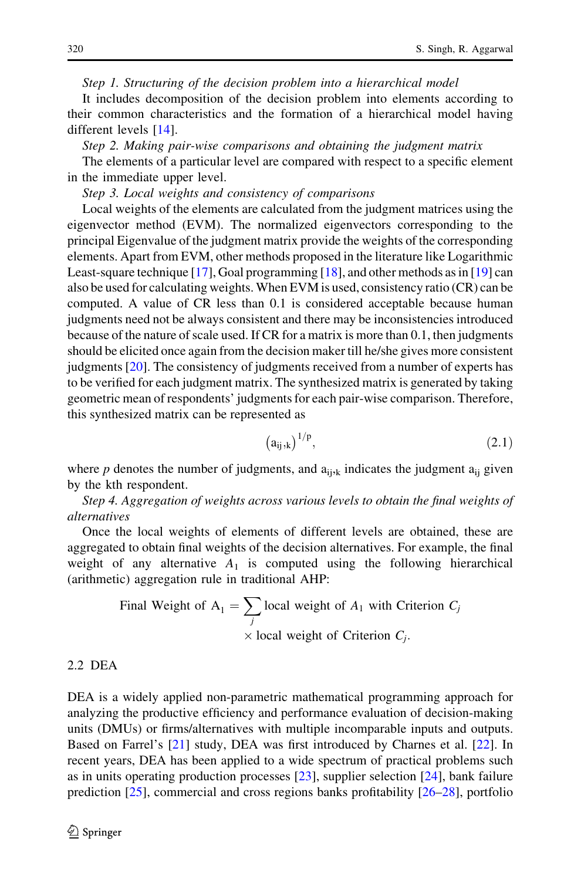*Step 1. Structuring of the decision problem into a hierarchical model*

It includes decomposition of the decision problem into elements according to their common characteristics and the formation of a hierarchical model having different levels [14].

*Step 2. Making pair-wise comparisons and obtaining the judgment matrix*

The elements of a particular level are compared with respect to a specific element in the immediate upper level.

*Step 3. Local weights and consistency of comparisons*

Local weights of the elements are calculated from the judgment matrices using the eigenvector method (EVM). The normalized eigenvectors corresponding to the principal Eigenvalue of the judgment matrix provide the weights of the corresponding elements. Apart from EVM, other methods proposed in the literature like Logarithmic Least-square technique [17], Goal programming [18], and other methods as in [19] can also be used for calculating weights. When EVM is used, consistency ratio (CR) can be computed. A value of CR less than 0.1 is considered acceptable because human judgments need not be always consistent and there may be inconsistencies introduced because of the nature of scale used. If CR for a matrix is more than 0.1, then judgments should be elicited once again from the decision maker till he/she gives more consistent judgments [20]. The consistency of judgments received from a number of experts has to be verified for each judgment matrix. The synthesized matrix is generated by taking geometric mean of respondents' judgments for each pair-wise comparison. Therefore, this synthesized matrix can be represented as

$$\left(\mathrm{a}_{\mathrm{ij},\mathrm{k}}\right)^{1/\mathrm{p}}, \tag{2.1}$$

where $p$ denotes the number of judgments, and $\mathrm{a}_{\mathrm{ij},\mathrm{k}}$ indicates the judgment $\mathrm{a}_{\mathrm{ij}}$ given by the kth respondent.

*Step 4. Aggregation of weights across various levels to obtain the final weights of alternatives*

Once the local weights of elements of different levels are obtained, these are aggregated to obtain final weights of the decision alternatives. For example, the final weight of any alternative $A_1$ is computed using the following hierarchical (arithmetic) aggregation rule in traditional AHP:

$$\text{Final Weight of } \mathrm{A}_1 = \sum_j \text{local weight of } A_1 \text{ with Criterion } C_j \times \text{local weight of Criterion } C_j.$$

## 2.2 DEA

DEA is a widely applied non-parametric mathematical programming approach for analyzing the productive efficiency and performance evaluation of decision-making units (DMUs) or firms/alternatives with multiple incomparable inputs and outputs. Based on Farrel's [21] study, DEA was first introduced by Charnes et al. [22]. In recent years, DEA has been applied to a wide spectrum of practical problems such as in units operating production processes [23], supplier selection [24], bank failure prediction [25], commercial and cross regions banks profitability [26–28], portfolio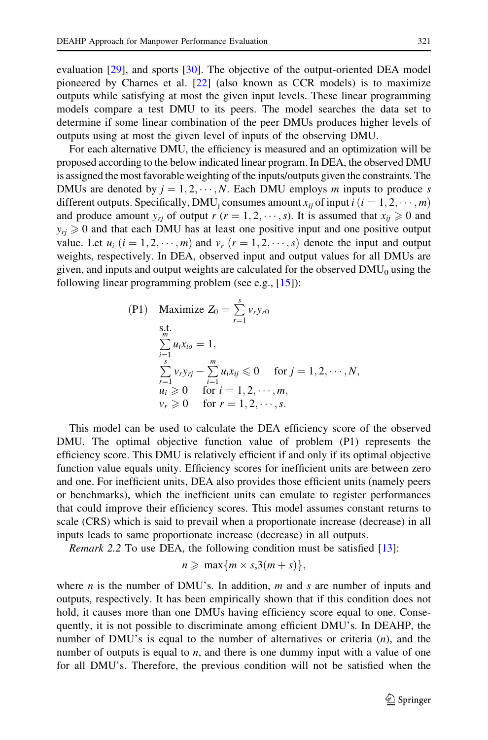evaluation [29], and sports [30]. The objective of the output-oriented DEA model pioneered by Charnes et al. [22] (also known as CCR models) is to maximize outputs while satisfying at most the given input levels. These linear programming models compare a test DMU to its peers. The model searches the data set to determine if some linear combination of the peer DMUs produces higher levels of outputs using at most the given level of inputs of the observing DMU.

For each alternative DMU, the efficiency is measured and an optimization will be proposed according to the below indicated linear program. In DEA, the observed DMU is assigned the most favorable weighting of the inputs/outputs given the constraints. The DMUs are denoted by $j = 1, 2, \cdots, N$. Each DMU employs $m$ inputs to produce $s$ different outputs. Specifically, $\mathrm{DMU_j}$ consumes amount $x_{ij}$ of input $i$ $(i = 1, 2, \cdots, m)$ and produce amount $y_{rj}$ of output $r$ $(r = 1, 2, \cdots, s)$. It is assumed that $x_{ij} \geqslant 0$ and $y_{rj} \geqslant 0$ and that each DMU has at least one positive input and one positive output value. Let $u_i$ $(i = 1, 2, \cdots, m)$ and $v_r$ $(r = 1, 2, \cdots, s)$ denote the input and output weights, respectively. In DEA, observed input and output values for all DMUs are given, and inputs and output weights are calculated for the observed $\mathrm{DMU_0}$ using the following linear programming problem (see e.g., [15]):

$$
\begin{aligned}
\text{(P1)}\quad & \text{Maximize } Z_0 = \sum_{r=1}^{s} v_r y_{r0} \\
& \text{s.t.} \\
& \sum_{i=1}^{m} u_i x_{io} = 1, \\
& \sum_{r=1}^{s} v_r y_{rj} - \sum_{i=1}^{m} u_i x_{ij} \leqslant 0 \quad \text{for } j = 1, 2, \cdots, N, \\
& u_i \geqslant 0 \quad \text{for } i = 1, 2, \cdots, m, \\
& v_r \geqslant 0 \quad \text{for } r = 1, 2, \cdots, s.
\end{aligned}
$$

This model can be used to calculate the DEA efficiency score of the observed DMU. The optimal objective function value of problem (P1) represents the efficiency score. This DMU is relatively efficient if and only if its optimal objective function value equals unity. Efficiency scores for inefficient units are between zero and one. For inefficient units, DEA also provides those efficient units (namely peers or benchmarks), which the inefficient units can emulate to register performances that could improve their efficiency scores. This model assumes constant returns to scale (CRS) which is said to prevail when a proportionate increase (decrease) in all inputs leads to same proportionate increase (decrease) in all outputs.

*Remark 2.2* To use DEA, the following condition must be satisfied [13]:

$$n \geqslant \max\{m \times s, 3(m + s)\},$$

where $n$ is the number of DMU's. In addition, $m$ and $s$ are number of inputs and outputs, respectively. It has been empirically shown that if this condition does not hold, it causes more than one DMUs having efficiency score equal to one. Consequently, it is not possible to discriminate among efficient DMU's. In DEAHP, the number of DMU's is equal to the number of alternatives or criteria ($n$), and the number of outputs is equal to $n$, and there is one dummy input with a value of one for all DMU's. Therefore, the previous condition will not be satisfied when the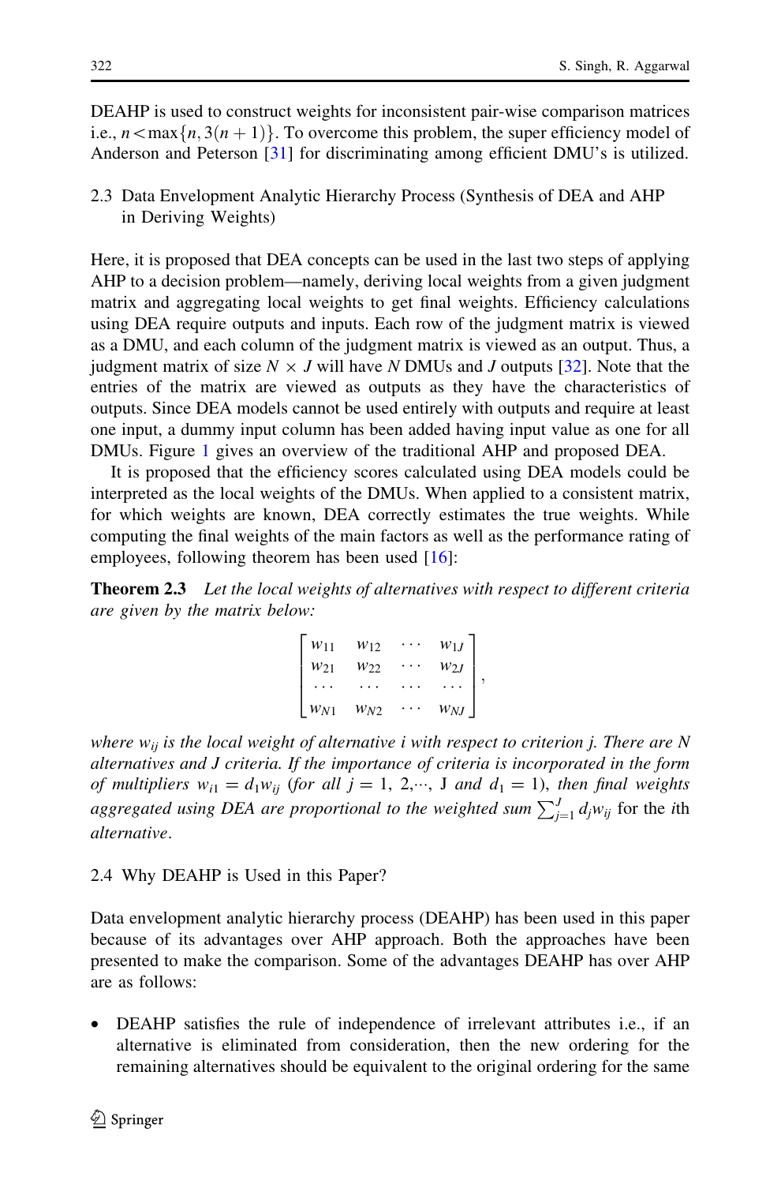DEAHP is used to construct weights for inconsistent pair-wise comparison matrices i.e., $n < \max\{n, 3(n+1)\}$. To overcome this problem, the super efficiency model of Anderson and Peterson [31] for discriminating among efficient DMU's is utilized.

### 2.3 Data Envelopment Analytic Hierarchy Process (Synthesis of DEA and AHP in Deriving Weights)

Here, it is proposed that DEA concepts can be used in the last two steps of applying AHP to a decision problem—namely, deriving local weights from a given judgment matrix and aggregating local weights to get final weights. Efficiency calculations using DEA require outputs and inputs. Each row of the judgment matrix is viewed as a DMU, and each column of the judgment matrix is viewed as an output. Thus, a judgment matrix of size $N \times J$ will have $N$ DMUs and $J$ outputs [32]. Note that the entries of the matrix are viewed as outputs as they have the characteristics of outputs. Since DEA models cannot be used entirely with outputs and require at least one input, a dummy input column has been added having input value as one for all DMUs. Figure 1 gives an overview of the traditional AHP and proposed DEA.

It is proposed that the efficiency scores calculated using DEA models could be interpreted as the local weights of the DMUs. When applied to a consistent matrix, for which weights are known, DEA correctly estimates the true weights. While computing the final weights of the main factors as well as the performance rating of employees, following theorem has been used [16]:

**Theorem 2.3** *Let the local weights of alternatives with respect to different criteria are given by the matrix below:*

$$\begin{bmatrix} w_{11} & w_{12} & \cdots & w_{1J} \\ w_{21} & w_{22} & \cdots & w_{2J} \\ \cdots & \cdots & \cdots & \cdots \\ w_{N1} & w_{N2} & \cdots & w_{NJ} \end{bmatrix},$$

*where $w_{ij}$ is the local weight of alternative i with respect to criterion j. There are N alternatives and J criteria. If the importance of criteria is incorporated in the form of multipliers $w_{i1} = d_1 w_{ij}$ (for all $j = 1, 2, \cdots$, J and $d_1 = 1$), then final weights aggregated using DEA are proportional to the weighted sum $\sum_{j=1}^{J} d_j w_{ij}$ for the ith alternative.*

### 2.4 Why DEAHP is Used in this Paper?

Data envelopment analytic hierarchy process (DEAHP) has been used in this paper because of its advantages over AHP approach. Both the approaches have been presented to make the comparison. Some of the advantages DEAHP has over AHP are as follows:

- DEAHP satisfies the rule of independence of irrelevant attributes i.e., if an alternative is eliminated from consideration, then the new ordering for the remaining alternatives should be equivalent to the original ordering for the same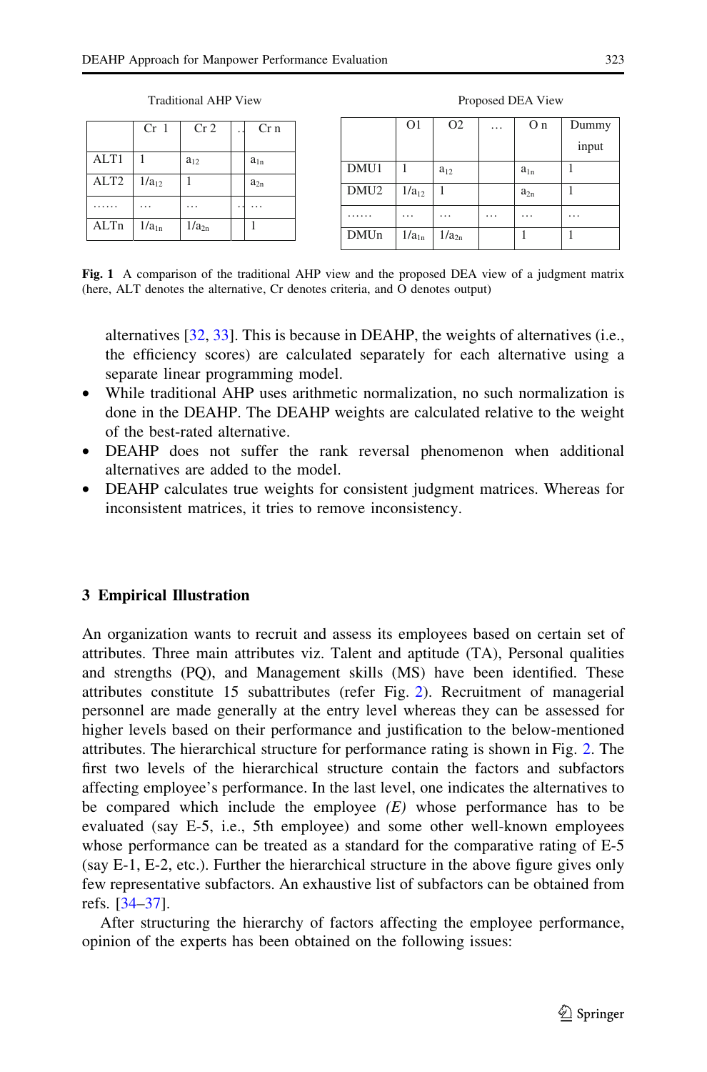Traditional AHP View

| | Cr 1 | Cr 2 | .. | Cr n |
|---|---|---|---|---|
| ALT1 | 1 | $a_{12}$ | | $a_{1n}$ |
| ALT2 | $1/a_{12}$ | 1 | | $a_{2n}$ |
| …… | … | … | .. | … |
| ALTn | $1/a_{1n}$ | $1/a_{2n}$ | | 1 |

Proposed DEA View

| | O1 | O2 | … | O n | Dummy input |
|---|---|---|---|---|---|
| DMU1 | 1 | $a_{12}$ | | $a_{1n}$ | 1 |
| DMU2 | $1/a_{12}$ | 1 | | $a_{2n}$ | 1 |
| …… | … | … | … | … | … |
| DMUn | $1/a_{1n}$ | $1/a_{2n}$ | | 1 | 1 |

**Fig. 1** A comparison of the traditional AHP view and the proposed DEA view of a judgment matrix (here, ALT denotes the alternative, Cr denotes criteria, and O denotes output)

alternatives [32, 33]. This is because in DEAHP, the weights of alternatives (i.e., the efficiency scores) are calculated separately for each alternative using a separate linear programming model.

- While traditional AHP uses arithmetic normalization, no such normalization is done in the DEAHP. The DEAHP weights are calculated relative to the weight of the best-rated alternative.
- DEAHP does not suffer the rank reversal phenomenon when additional alternatives are added to the model.
- DEAHP calculates true weights for consistent judgment matrices. Whereas for inconsistent matrices, it tries to remove inconsistency.

## 3 Empirical Illustration

An organization wants to recruit and assess its employees based on certain set of attributes. Three main attributes viz. Talent and aptitude (TA), Personal qualities and strengths (PQ), and Management skills (MS) have been identified. These attributes constitute 15 subattributes (refer Fig. 2). Recruitment of managerial personnel are made generally at the entry level whereas they can be assessed for higher levels based on their performance and justification to the below-mentioned attributes. The hierarchical structure for performance rating is shown in Fig. 2. The first two levels of the hierarchical structure contain the factors and subfactors affecting employee's performance. In the last level, one indicates the alternatives to be compared which include the employee *(E)* whose performance has to be evaluated (say E-5, i.e., 5th employee) and some other well-known employees whose performance can be treated as a standard for the comparative rating of E-5 (say E-1, E-2, etc.). Further the hierarchical structure in the above figure gives only few representative subfactors. An exhaustive list of subfactors can be obtained from refs. [34–37].

After structuring the hierarchy of factors affecting the employee performance, opinion of the experts has been obtained on the following issues: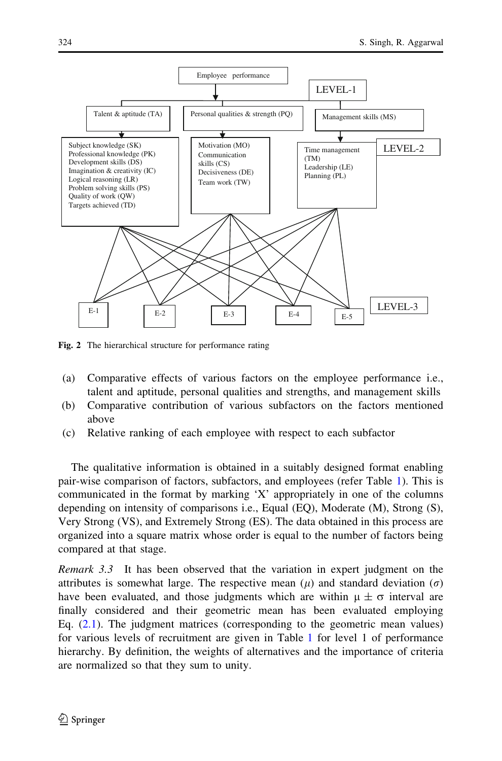**Fig. 2** The hierarchical structure for performance rating

(a) Comparative effects of various factors on the employee performance i.e., talent and aptitude, personal qualities and strengths, and management skills
(b) Comparative contribution of various subfactors on the factors mentioned above
(c) Relative ranking of each employee with respect to each subfactor

The qualitative information is obtained in a suitably designed format enabling pair-wise comparison of factors, subfactors, and employees (refer Table 1). This is communicated in the format by marking 'X' appropriately in one of the columns depending on intensity of comparisons i.e., Equal (EQ), Moderate (M), Strong (S), Very Strong (VS), and Extremely Strong (ES). The data obtained in this process are organized into a square matrix whose order is equal to the number of factors being compared at that stage.

*Remark 3.3* It has been observed that the variation in expert judgment on the attributes is somewhat large. The respective mean ($\mu$) and standard deviation ($\sigma$) have been evaluated, and those judgments which are within $\mu \pm \sigma$ interval are finally considered and their geometric mean has been evaluated employing Eq. (2.1). The judgment matrices (corresponding to the geometric mean values) for various levels of recruitment are given in Table 1 for level 1 of performance hierarchy. By definition, the weights of alternatives and the importance of criteria are normalized so that they sum to unity.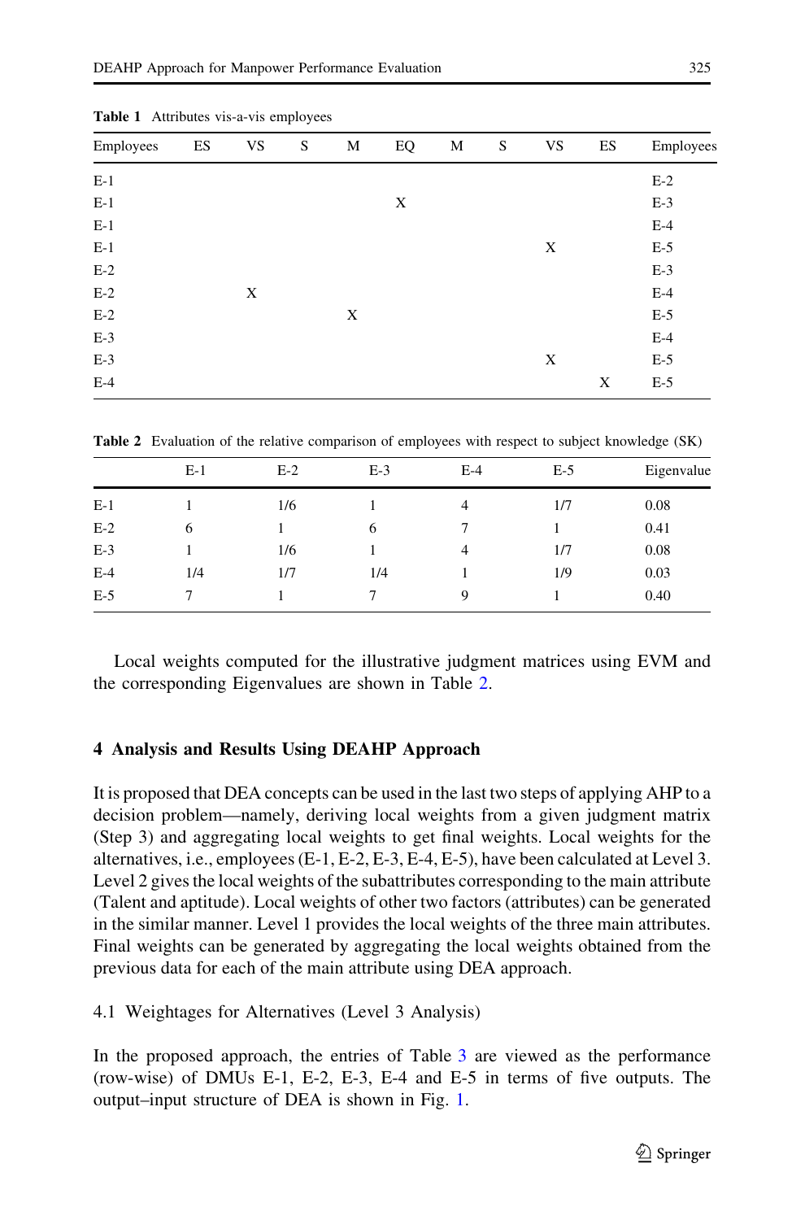**Table 1** Attributes vis-a-vis employees

| Employees | ES | VS | S | M | EQ | M | S | VS | ES | Employees |
|---|---|---|---|---|---|---|---|---|---|---|
| E-1 | | | | | | | | | | E-2 |
| E-1 | | | | | X | | | | | E-3 |
| E-1 | | | | | | | | | | E-4 |
| E-1 | | | | | | | | X | | E-5 |
| E-2 | | | | | | | | | | E-3 |
| E-2 | | X | | | | | | | | E-4 |
| E-2 | | | | X | | | | | | E-5 |
| E-3 | | | | | | | | | | E-4 |
| E-3 | | | | | | | | X | | E-5 |
| E-4 | | | | | | | | | X | E-5 |

**Table 2** Evaluation of the relative comparison of employees with respect to subject knowledge (SK)

| | E-1 | E-2 | E-3 | E-4 | E-5 | Eigenvalue |
|---|---|---|---|---|---|---|
| E-1 | 1 | 1/6 | 1 | 4 | 1/7 | 0.08 |
| E-2 | 6 | 1 | 6 | 7 | 1 | 0.41 |
| E-3 | 1 | 1/6 | 1 | 4 | 1/7 | 0.08 |
| E-4 | 1/4 | 1/7 | 1/4 | 1 | 1/9 | 0.03 |
| E-5 | 7 | 1 | 7 | 9 | 1 | 0.40 |

Local weights computed for the illustrative judgment matrices using EVM and the corresponding Eigenvalues are shown in Table 2.

## 4 Analysis and Results Using DEAHP Approach

It is proposed that DEA concepts can be used in the last two steps of applying AHP to a decision problem—namely, deriving local weights from a given judgment matrix (Step 3) and aggregating local weights to get final weights. Local weights for the alternatives, i.e., employees (E-1, E-2, E-3, E-4, E-5), have been calculated at Level 3. Level 2 gives the local weights of the subattributes corresponding to the main attribute (Talent and aptitude). Local weights of other two factors (attributes) can be generated in the similar manner. Level 1 provides the local weights of the three main attributes. Final weights can be generated by aggregating the local weights obtained from the previous data for each of the main attribute using DEA approach.

### 4.1 Weightages for Alternatives (Level 3 Analysis)

In the proposed approach, the entries of Table 3 are viewed as the performance (row-wise) of DMUs E-1, E-2, E-3, E-4 and E-5 in terms of five outputs. The output–input structure of DEA is shown in Fig. 1.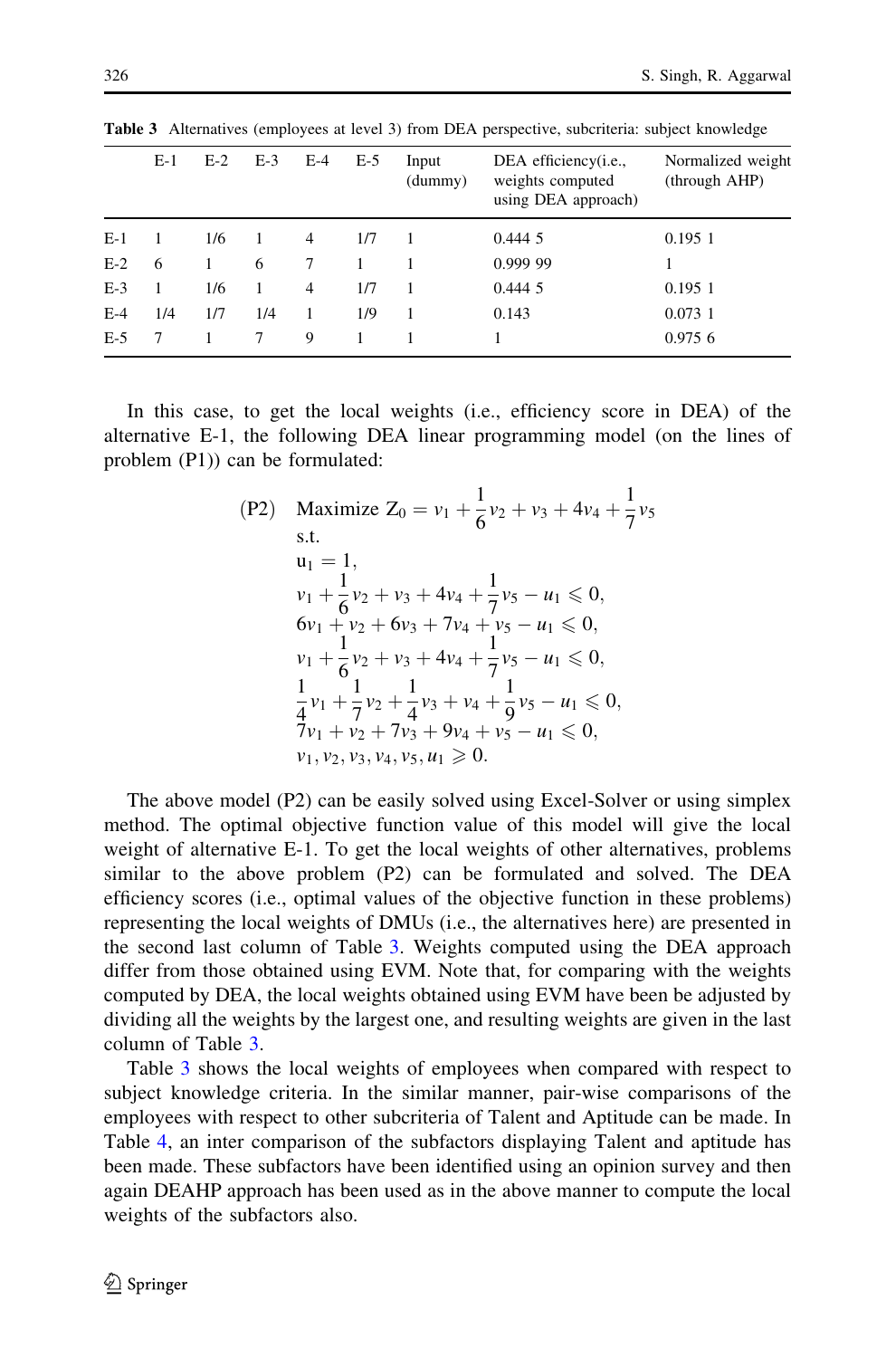**Table 3** Alternatives (employees at level 3) from DEA perspective, subcriteria: subject knowledge

| | E-1 | E-2 | E-3 | E-4 | E-5 | Input (dummy) | DEA efficiency(i.e., weights computed using DEA approach) | Normalized weight (through AHP) |
|---|---|---|---|---|---|---|---|---|
| E-1 | 1 | 1/6 | 1 | 4 | 1/7 | 1 | 0.444 5 | 0.195 1 |
| E-2 | 6 | 1 | 6 | 7 | 1 | 1 | 0.999 99 | 1 |
| E-3 | 1 | 1/6 | 1 | 4 | 1/7 | 1 | 0.444 5 | 0.195 1 |
| E-4 | 1/4 | 1/7 | 1/4 | 1 | 1/9 | 1 | 0.143 | 0.073 1 |
| E-5 | 7 | 1 | 7 | 9 | 1 | 1 | 1 | 0.975 6 |

In this case, to get the local weights (i.e., efficiency score in DEA) of the alternative E-1, the following DEA linear programming model (on the lines of problem (P1)) can be formulated:

$$
\begin{aligned}
\text{(P2)}\quad & \text{Maximize } Z_0 = v_1 + \frac{1}{6}v_2 + v_3 + 4v_4 + \frac{1}{7}v_5 \\
& \text{s.t.} \\
& u_1 = 1, \\
& v_1 + \frac{1}{6}v_2 + v_3 + 4v_4 + \frac{1}{7}v_5 - u_1 \leqslant 0, \\
& 6v_1 + v_2 + 6v_3 + 7v_4 + v_5 - u_1 \leqslant 0, \\
& v_1 + \frac{1}{6}v_2 + v_3 + 4v_4 + \frac{1}{7}v_5 - u_1 \leqslant 0, \\
& \frac{1}{4}v_1 + \frac{1}{7}v_2 + \frac{1}{4}v_3 + v_4 + \frac{1}{9}v_5 - u_1 \leqslant 0, \\
& 7v_1 + v_2 + 7v_3 + 9v_4 + v_5 - u_1 \leqslant 0, \\
& v_1, v_2, v_3, v_4, v_5, u_1 \geqslant 0.
\end{aligned}
$$

The above model (P2) can be easily solved using Excel-Solver or using simplex method. The optimal objective function value of this model will give the local weight of alternative E-1. To get the local weights of other alternatives, problems similar to the above problem (P2) can be formulated and solved. The DEA efficiency scores (i.e., optimal values of the objective function in these problems) representing the local weights of DMUs (i.e., the alternatives here) are presented in the second last column of Table 3. Weights computed using the DEA approach differ from those obtained using EVM. Note that, for comparing with the weights computed by DEA, the local weights obtained using EVM have been be adjusted by dividing all the weights by the largest one, and resulting weights are given in the last column of Table 3.

Table 3 shows the local weights of employees when compared with respect to subject knowledge criteria. In the similar manner, pair-wise comparisons of the employees with respect to other subcriteria of Talent and Aptitude can be made. In Table 4, an inter comparison of the subfactors displaying Talent and aptitude has been made. These subfactors have been identified using an opinion survey and then again DEAHP approach has been used as in the above manner to compute the local weights of the subfactors also.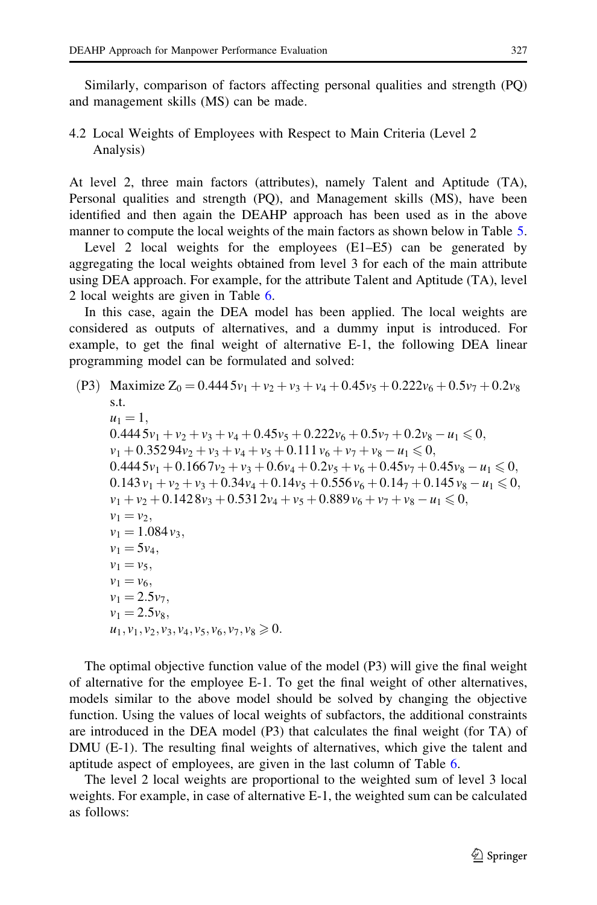Similarly, comparison of factors affecting personal qualities and strength (PQ) and management skills (MS) can be made.

## 4.2 Local Weights of Employees with Respect to Main Criteria (Level 2 Analysis)

At level 2, three main factors (attributes), namely Talent and Aptitude (TA), Personal qualities and strength (PQ), and Management skills (MS), have been identified and then again the DEAHP approach has been used as in the above manner to compute the local weights of the main factors as shown below in Table 5.

Level 2 local weights for the employees (E1–E5) can be generated by aggregating the local weights obtained from level 3 for each of the main attribute using DEA approach. For example, for the attribute Talent and Aptitude (TA), level 2 local weights are given in Table 6.

In this case, again the DEA model has been applied. The local weights are considered as outputs of alternatives, and a dummy input is introduced. For example, to get the final weight of alternative E-1, the following DEA linear programming model can be formulated and solved:

$$
\begin{aligned}
\text{(P3)}\quad & \text{Maximize } Z_0 = 0.4445v_1 + v_2 + v_3 + v_4 + 0.45v_5 + 0.222v_6 + 0.5v_7 + 0.2v_8 \\
& \text{s.t.} \\
& u_1 = 1, \\
& 0.4445v_1 + v_2 + v_3 + v_4 + 0.45v_5 + 0.222v_6 + 0.5v_7 + 0.2v_8 - u_1 \leqslant 0, \\
& v_1 + 0.35294v_2 + v_3 + v_4 + v_5 + 0.111v_6 + v_7 + v_8 - u_1 \leqslant 0, \\
& 0.4445v_1 + 0.1667v_2 + v_3 + 0.6v_4 + 0.2v_5 + v_6 + 0.45v_7 + 0.45v_8 - u_1 \leqslant 0, \\
& 0.143v_1 + v_2 + v_3 + 0.34v_4 + 0.14v_5 + 0.556v_6 + 0.14_7 + 0.145v_8 - u_1 \leqslant 0, \\
& v_1 + v_2 + 0.1428v_3 + 0.5312v_4 + v_5 + 0.889v_6 + v_7 + v_8 - u_1 \leqslant 0, \\
& v_1 = v_2, \\
& v_1 = 1.084v_3, \\
& v_1 = 5v_4, \\
& v_1 = v_5, \\
& v_1 = v_6, \\
& v_1 = 2.5v_7, \\
& v_1 = 2.5v_8, \\
& u_1, v_1, v_2, v_3, v_4, v_5, v_6, v_7, v_8 \geqslant 0.
\end{aligned}
$$

The optimal objective function value of the model (P3) will give the final weight of alternative for the employee E-1. To get the final weight of other alternatives, models similar to the above model should be solved by changing the objective function. Using the values of local weights of subfactors, the additional constraints are introduced in the DEA model (P3) that calculates the final weight (for TA) of DMU (E-1). The resulting final weights of alternatives, which give the talent and aptitude aspect of employees, are given in the last column of Table 6.

The level 2 local weights are proportional to the weighted sum of level 3 local weights. For example, in case of alternative E-1, the weighted sum can be calculated as follows: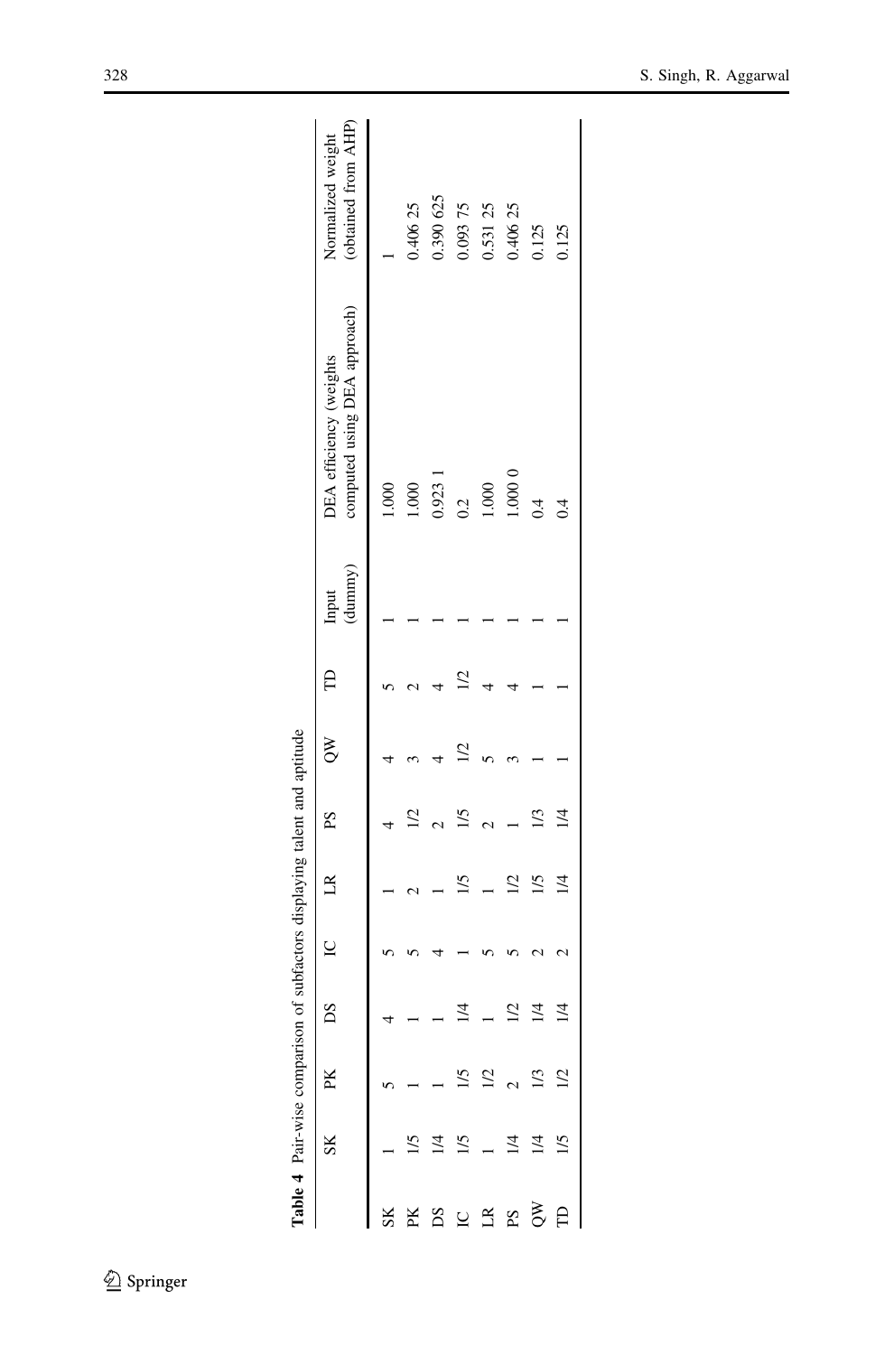**Table 4** Pair-wise comparison of subfactors displaying talent and aptitude

| | SK | PK | DS | IC | LR | PS | QW | TD | Input (dummy) | DEA efficiency (weights computed using DEA approach) | Normalized weight (obtained from AHP) |
|---|---|---|---|---|---|---|---|---|---|---|---|
| SK | 1 | 5 | 4 | 5 | 1 | 4 | 4 | 5 | 1 | 1.000 | 1 |
| PK | 1/5 | 1 | 1 | 5 | 2 | 1/2 | 3 | 2 | 1 | 1.000 | 0.406 25 |
| DS | 1/4 | 1 | 1 | 4 | 1 | 2 | 4 | 4 | 1 | 0.923 1 | 0.390 625 |
| IC | 1/5 | 1/5 | 1/4 | 1 | 1/5 | 1/5 | 1/2 | 1/2 | 1 | 0.2 | 0.093 75 |
| LR | 1 | 1/2 | 1 | 5 | 1 | 2 | 5 | 4 | 1 | 1.000 | 0.531 25 |
| PS | 1/4 | 2 | 1/2 | 5 | 1/2 | 1 | 3 | 4 | 1 | 1.000 0 | 0.406 25 |
| QW | 1/4 | 1/3 | 1/4 | 2 | 1/5 | 1/3 | 1 | 1 | 1 | 0.4 | 0.125 |
| TD | 1/5 | 1/2 | 1/4 | 2 | 1/4 | 1/4 | 1 | 1 | 1 | 0.4 | 0.125 |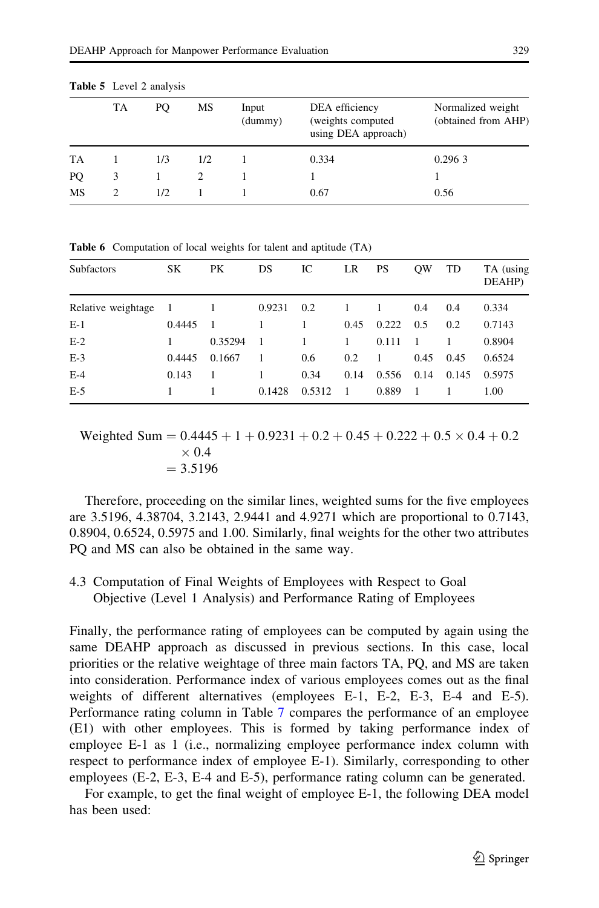**Table 5** Level 2 analysis

| | TA | PQ | MS | Input (dummy) | DEA efficiency (weights computed using DEA approach) | Normalized weight (obtained from AHP) |
|---|---|---|---|---|---|---|
| TA | 1 | 1/3 | 1/2 | 1 | 0.334 | 0.296 3 |
| PQ | 3 | 1 | 2 | 1 | 1 | 1 |
| MS | 2 | 1/2 | 1 | 1 | 0.67 | 0.56 |

**Table 6** Computation of local weights for talent and aptitude (TA)

| Subfactors | SK | PK | DS | IC | LR | PS | QW | TD | TA (using DEAHP) |
|---|---|---|---|---|---|---|---|---|---|
| Relative weightage | 1 | 1 | 0.9231 | 0.2 | 1 | 1 | 0.4 | 0.4 | 0.334 |
| E-1 | 0.4445 | 1 | 1 | 1 | 0.45 | 0.222 | 0.5 | 0.2 | 0.7143 |
| E-2 | 1 | 0.35294 | 1 | 1 | 1 | 0.111 | 1 | 1 | 0.8904 |
| E-3 | 0.4445 | 0.1667 | 1 | 0.6 | 0.2 | 1 | 0.45 | 0.45 | 0.6524 |
| E-4 | 0.143 | 1 | 1 | 0.34 | 0.14 | 0.556 | 0.14 | 0.145 | 0.5975 |
| E-5 | 1 | 1 | 0.1428 | 0.5312 | 1 | 0.889 | 1 | 1 | 1.00 |

$$
\begin{aligned}
\text{Weighted Sum} &= 0.4445 + 1 + 0.9231 + 0.2 + 0.45 + 0.222 + 0.5 \times 0.4 + 0.2 \\
&\quad \times 0.4 \\
&= 3.5196
\end{aligned}
$$

Therefore, proceeding on the similar lines, weighted sums for the five employees are 3.5196, 4.38704, 3.2143, 2.9441 and 4.9271 which are proportional to 0.7143, 0.8904, 0.6524, 0.5975 and 1.00. Similarly, final weights for the other two attributes PQ and MS can also be obtained in the same way.

### 4.3 Computation of Final Weights of Employees with Respect to Goal Objective (Level 1 Analysis) and Performance Rating of Employees

Finally, the performance rating of employees can be computed by again using the same DEAHP approach as discussed in previous sections. In this case, local priorities or the relative weightage of three main factors TA, PQ, and MS are taken into consideration. Performance index of various employees comes out as the final weights of different alternatives (employees E-1, E-2, E-3, E-4 and E-5). Performance rating column in Table 7 compares the performance of an employee (E1) with other employees. This is formed by taking performance index of employee E-1 as 1 (i.e., normalizing employee performance index column with respect to performance index of employee E-1). Similarly, corresponding to other employees (E-2, E-3, E-4 and E-5), performance rating column can be generated.

For example, to get the final weight of employee E-1, the following DEA model has been used: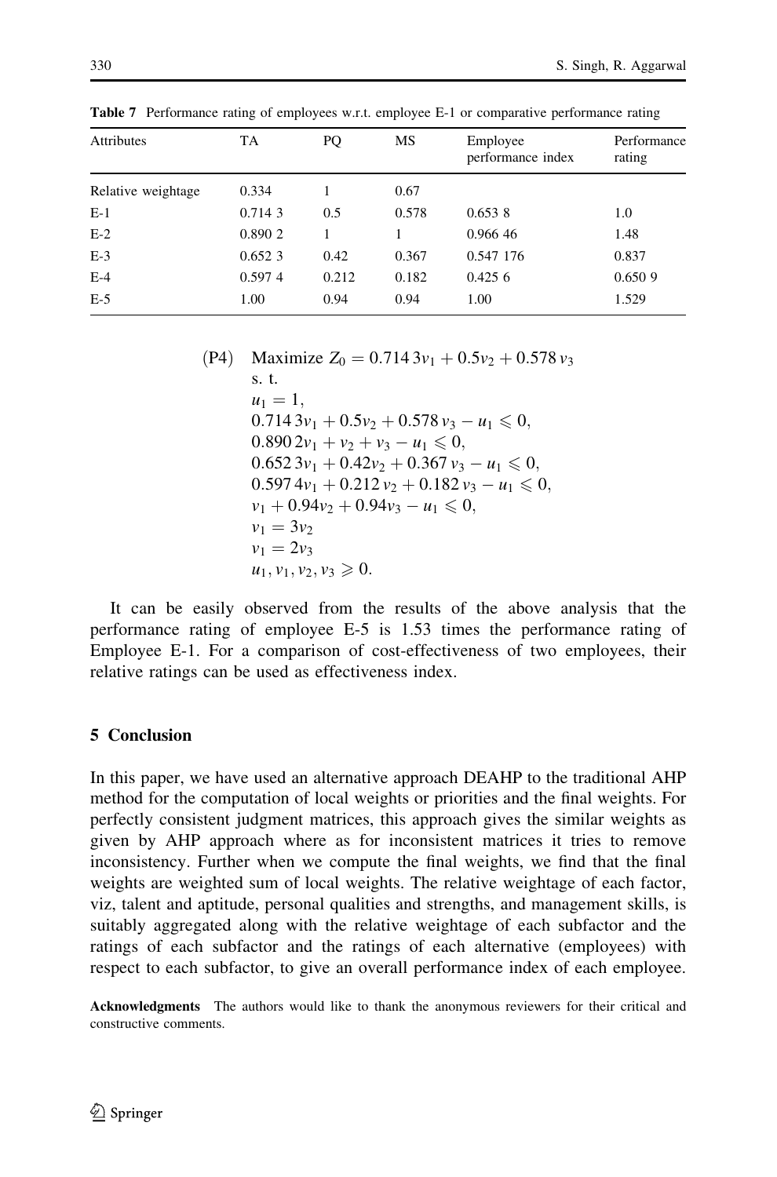**Table 7** Performance rating of employees w.r.t. employee E-1 or comparative performance rating

| Attributes | TA | PQ | MS | Employee performance index | Performance rating |
|---|---|---|---|---|---|
| Relative weightage | 0.334 | 1 | 0.67 | | |
| E-1 | 0.714 3 | 0.5 | 0.578 | 0.653 8 | 1.0 |
| E-2 | 0.890 2 | 1 | 1 | 0.966 46 | 1.48 |
| E-3 | 0.652 3 | 0.42 | 0.367 | 0.547 176 | 0.837 |
| E-4 | 0.597 4 | 0.212 | 0.182 | 0.425 6 | 0.650 9 |
| E-5 | 1.00 | 0.94 | 0.94 | 1.00 | 1.529 |

$$
\begin{aligned}
\text{(P4)}\quad & \text{Maximize } Z_0 = 0.714\,3v_1 + 0.5v_2 + 0.578\,v_3 \\
& \text{s. t.} \\
& u_1 = 1, \\
& 0.714\,3v_1 + 0.5v_2 + 0.578\,v_3 - u_1 \leqslant 0, \\
& 0.890\,2v_1 + v_2 + v_3 - u_1 \leqslant 0, \\
& 0.652\,3v_1 + 0.42v_2 + 0.367\,v_3 - u_1 \leqslant 0, \\
& 0.597\,4v_1 + 0.212\,v_2 + 0.182\,v_3 - u_1 \leqslant 0, \\
& v_1 + 0.94v_2 + 0.94v_3 - u_1 \leqslant 0, \\
& v_1 = 3v_2 \\
& v_1 = 2v_3 \\
& u_1, v_1, v_2, v_3 \geqslant 0.
\end{aligned}
$$

It can be easily observed from the results of the above analysis that the performance rating of employee E-5 is 1.53 times the performance rating of Employee E-1. For a comparison of cost-effectiveness of two employees, their relative ratings can be used as effectiveness index.

## 5 Conclusion

In this paper, we have used an alternative approach DEAHP to the traditional AHP method for the computation of local weights or priorities and the final weights. For perfectly consistent judgment matrices, this approach gives the similar weights as given by AHP approach where as for inconsistent matrices it tries to remove inconsistency. Further when we compute the final weights, we find that the final weights are weighted sum of local weights. The relative weightage of each factor, viz, talent and aptitude, personal qualities and strengths, and management skills, is suitably aggregated along with the relative weightage of each subfactor and the ratings of each subfactor and the ratings of each alternative (employees) with respect to each subfactor, to give an overall performance index of each employee.

**Acknowledgments** The authors would like to thank the anonymous reviewers for their critical and constructive comments.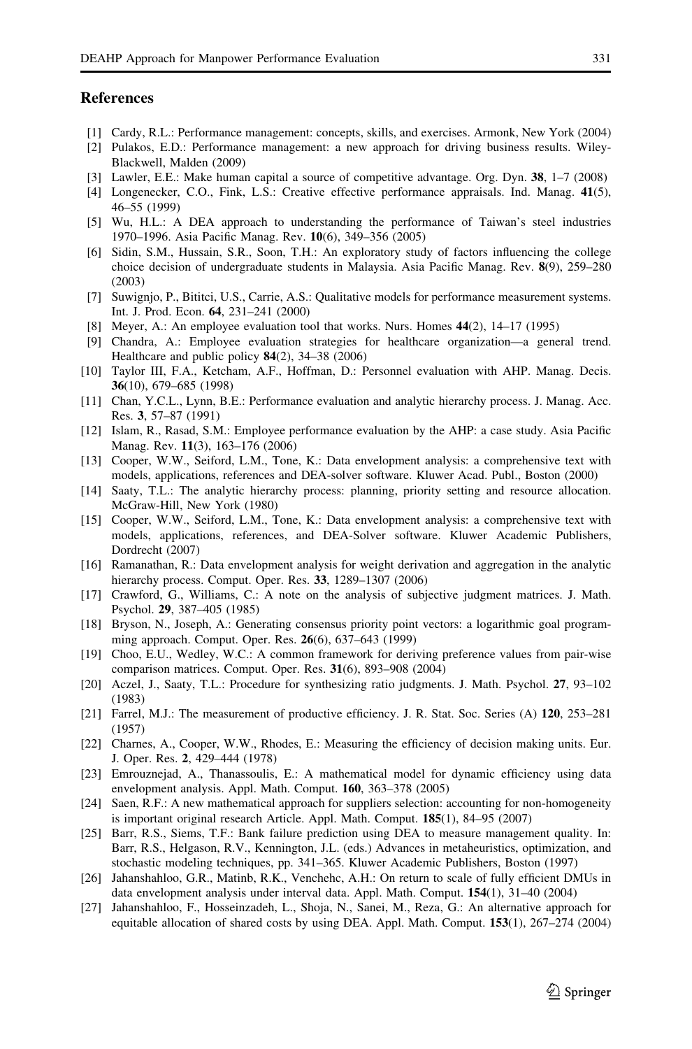## References

[1] Cardy, R.L.: Performance management: concepts, skills, and exercises. Armonk, New York (2004)

[2] Pulakos, E.D.: Performance management: a new approach for driving business results. Wiley-Blackwell, Malden (2009)

[3] Lawler, E.E.: Make human capital a source of competitive advantage. Org. Dyn. **38**, 1–7 (2008)

[4] Longenecker, C.O., Fink, L.S.: Creative effective performance appraisals. Ind. Manag. **41**(5), 46–55 (1999)

[5] Wu, H.L.: A DEA approach to understanding the performance of Taiwan's steel industries 1970–1996. Asia Pacific Manag. Rev. **10**(6), 349–356 (2005)

[6] Sidin, S.M., Hussain, S.R., Soon, T.H.: An exploratory study of factors influencing the college choice decision of undergraduate students in Malaysia. Asia Pacific Manag. Rev. **8**(9), 259–280 (2003)

[7] Suwignjo, P., Bititci, U.S., Carrie, A.S.: Qualitative models for performance measurement systems. Int. J. Prod. Econ. **64**, 231–241 (2000)

[8] Meyer, A.: An employee evaluation tool that works. Nurs. Homes **44**(2), 14–17 (1995)

[9] Chandra, A.: Employee evaluation strategies for healthcare organization—a general trend. Healthcare and public policy **84**(2), 34–38 (2006)

[10] Taylor III, F.A., Ketcham, A.F., Hoffman, D.: Personnel evaluation with AHP. Manag. Decis. **36**(10), 679–685 (1998)

[11] Chan, Y.C.L., Lynn, B.E.: Performance evaluation and analytic hierarchy process. J. Manag. Acc. Res. **3**, 57–87 (1991)

[12] Islam, R., Rasad, S.M.: Employee performance evaluation by the AHP: a case study. Asia Pacific Manag. Rev. **11**(3), 163–176 (2006)

[13] Cooper, W.W., Seiford, L.M., Tone, K.: Data envelopment analysis: a comprehensive text with models, applications, references and DEA-solver software. Kluwer Acad. Publ., Boston (2000)

[14] Saaty, T.L.: The analytic hierarchy process: planning, priority setting and resource allocation. McGraw-Hill, New York (1980)

[15] Cooper, W.W., Seiford, L.M., Tone, K.: Data envelopment analysis: a comprehensive text with models, applications, references, and DEA-Solver software. Kluwer Academic Publishers, Dordrecht (2007)

[16] Ramanathan, R.: Data envelopment analysis for weight derivation and aggregation in the analytic hierarchy process. Comput. Oper. Res. **33**, 1289–1307 (2006)

[17] Crawford, G., Williams, C.: A note on the analysis of subjective judgment matrices. J. Math. Psychol. **29**, 387–405 (1985)

[18] Bryson, N., Joseph, A.: Generating consensus priority point vectors: a logarithmic goal programming approach. Comput. Oper. Res. **26**(6), 637–643 (1999)

[19] Choo, E.U., Wedley, W.C.: A common framework for deriving preference values from pair-wise comparison matrices. Comput. Oper. Res. **31**(6), 893–908 (2004)

[20] Aczel, J., Saaty, T.L.: Procedure for synthesizing ratio judgments. J. Math. Psychol. **27**, 93–102 (1983)

[21] Farrel, M.J.: The measurement of productive efficiency. J. R. Stat. Soc. Series (A) **120**, 253–281 (1957)

[22] Charnes, A., Cooper, W.W., Rhodes, E.: Measuring the efficiency of decision making units. Eur. J. Oper. Res. **2**, 429–444 (1978)

[23] Emrouznejad, A., Thanassoulis, E.: A mathematical model for dynamic efficiency using data envelopment analysis. Appl. Math. Comput. **160**, 363–378 (2005)

[24] Saen, R.F.: A new mathematical approach for suppliers selection: accounting for non-homogeneity is important original research Article. Appl. Math. Comput. **185**(1), 84–95 (2007)

[25] Barr, R.S., Siems, T.F.: Bank failure prediction using DEA to measure management quality. In: Barr, R.S., Helgason, R.V., Kennington, J.L. (eds.) Advances in metaheuristics, optimization, and stochastic modeling techniques, pp. 341–365. Kluwer Academic Publishers, Boston (1997)

[26] Jahanshahloo, G.R., Matinb, R.K., Venchehc, A.H.: On return to scale of fully efficient DMUs in data envelopment analysis under interval data. Appl. Math. Comput. **154**(1), 31–40 (2004)

[27] Jahanshahloo, F., Hosseinzadeh, L., Shoja, N., Sanei, M., Reza, G.: An alternative approach for equitable allocation of shared costs by using DEA. Appl. Math. Comput. **153**(1), 267–274 (2004)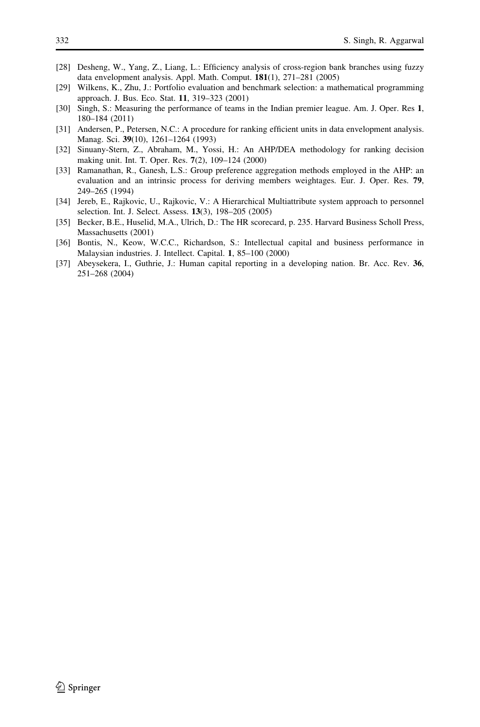[28] Desheng, W., Yang, Z., Liang, L.: Efficiency analysis of cross-region bank branches using fuzzy data envelopment analysis. Appl. Math. Comput. **181**(1), 271–281 (2005)

[29] Wilkens, K., Zhu, J.: Portfolio evaluation and benchmark selection: a mathematical programming approach. J. Bus. Eco. Stat. **11**, 319–323 (2001)

[30] Singh, S.: Measuring the performance of teams in the Indian premier league. Am. J. Oper. Res **1**, 180–184 (2011)

[31] Andersen, P., Petersen, N.C.: A procedure for ranking efficient units in data envelopment analysis. Manag. Sci. **39**(10), 1261–1264 (1993)

[32] Sinuany-Stern, Z., Abraham, M., Yossi, H.: An AHP/DEA methodology for ranking decision making unit. Int. T. Oper. Res. **7**(2), 109–124 (2000)

[33] Ramanathan, R., Ganesh, L.S.: Group preference aggregation methods employed in the AHP: an evaluation and an intrinsic process for deriving members weightages. Eur. J. Oper. Res. **79**, 249–265 (1994)

[34] Jereb, E., Rajkovic, U., Rajkovic, V.: A Hierarchical Multiattribute system approach to personnel selection. Int. J. Select. Assess. **13**(3), 198–205 (2005)

[35] Becker, B.E., Huselid, M.A., Ulrich, D.: The HR scorecard, p. 235. Harvard Business Scholl Press, Massachusetts (2001)

[36] Bontis, N., Keow, W.C.C., Richardson, S.: Intellectual capital and business performance in Malaysian industries. J. Intellect. Capital. **1**, 85–100 (2000)

[37] Abeysekera, I., Guthrie, J.: Human capital reporting in a developing nation. Br. Acc. Rev. **36**, 251–268 (2004)